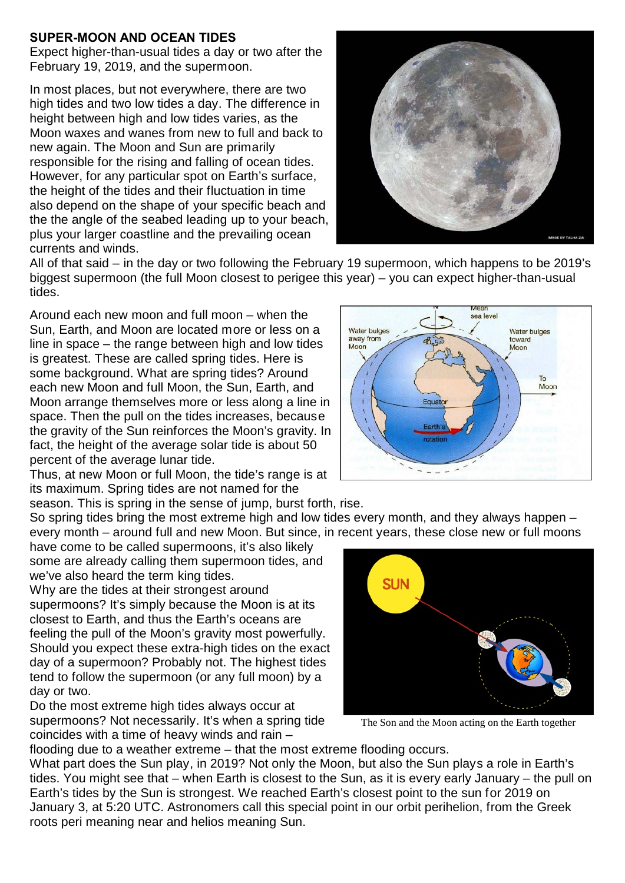**SUPER-MOON AND OCEAN TIDES**

Expect higher-than-usual tides a day or two after the February 19, 2019, and the supermoon.

In most places, but not everywhere, there are two high tides and two low tides a day. The difference in height between high and low tides varies, as the Moon waxes and wanes from new to full and back to new again. The Moon and Sun are primarily responsible for the rising and falling of ocean tides. However, for any particular spot on Earth's surface, the height of the tides and their fluctuation in time also depend on the shape of your specific beach and the the angle of the seabed leading up to your beach, plus your larger coastline and the prevailing ocean currents and winds.

All of that said – in the day or two following the February 19 supermoon, which happens to be 2019's biggest supermoon (the full Moon closest to perigee this year) – you can expect higher-than-usual tides.

Around each new moon and full moon – when the Sun, Earth, and Moon are located more or less on a line in space – the range between high and low tides is greatest. These are called spring tides. Here is some background. What are spring tides? Around each new Moon and full Moon, the Sun, Earth, and Moon arrange themselves more or less along a line in space. Then the pull on the tides increases, because the gravity of the Sun reinforces the Moon's gravity. In fact, the height of the average solar tide is about 50 percent of the average lunar tide.

Thus, at new Moon or full Moon, the tide's range is at its maximum. Spring tides are not named for the season. This is spring in the sense of jump, burst forth, rise.

So spring tides bring the most extreme high and low tides every month, and they always happen – every month – around full and new Moon. But since, in recent years, these close new or full moons have come to be called supermoons, it's also likely some are already calling them supermoon tides, and we've also heard the term king tides.

Why are the tides at their strongest around supermoons? It's simply because the Moon is at its closest to Earth, and thus the Earth's oceans are feeling the pull of the Moon's gravity most powerfully. Should you expect these extra-high tides on the exact day of a supermoon? Probably not. The highest tides tend to follow the supermoon (or any full moon) by a day or two.

Do the most extreme high tides always occur at supermoons? Not necessarily. It's when a spring tide coincides with a time of heavy winds and rain – flooding due to a weather extreme – that the most extreme flooding occurs.

The Son and the Moon acting on the Earth together

What part does the Sun play, in 2019? Not only the Moon, but also the Sun plays a role in Earth's tides. You might see that – when Earth is closest to the Sun, as it is every early January – the pull on Earth's tides by the Sun is strongest. We reached Earth's closest point to the sun for 2019 on January 3, at 5:20 UTC. Astronomers call this special point in our orbit perihelion, from the Greek roots peri meaning near and helios meaning Sun.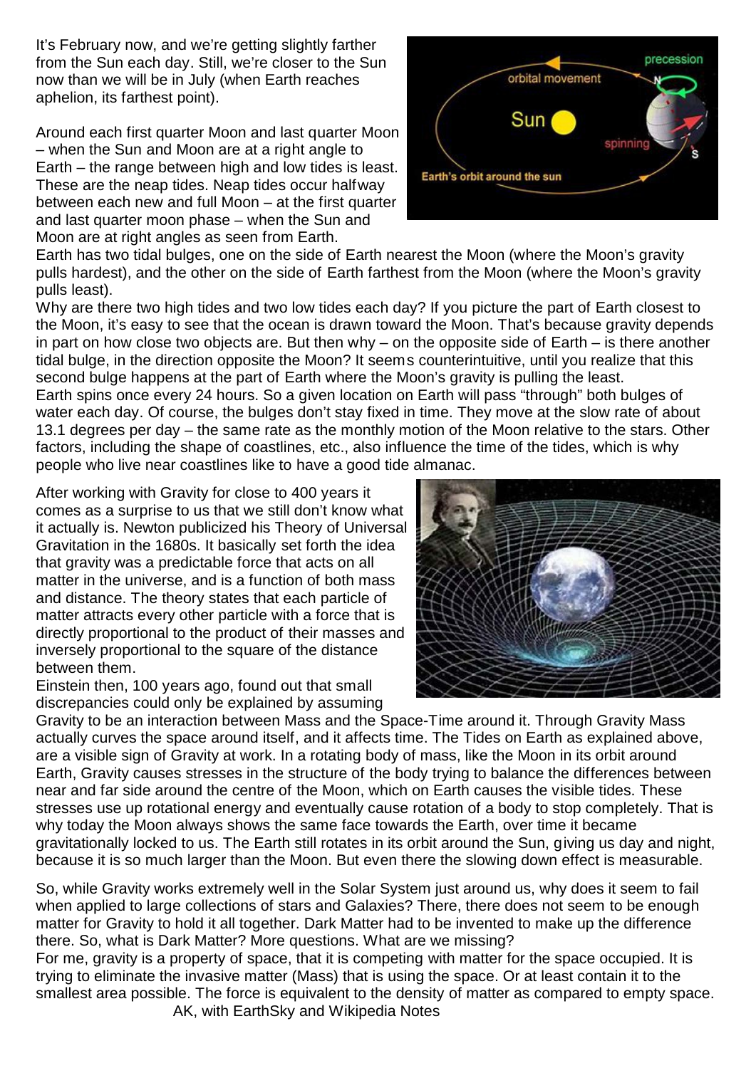It's February now, and we're getting slightly farther from the Sun each day. Still, we're closer to the Sun now than we will be in July (when Earth reaches aphelion, its farthest point).

Around each first quarter Moon and last quarter Moon – when the Sun and Moon are at a right angle to Earth – the range between high and low tides is least. These are the neap tides. Neap tides occur halfway between each new and full Moon – at the first quarter and last quarter moon phase – when the Sun and Moon are at right angles as seen from Earth.

Earth has two tidal bulges, one on the side of Earth nearest the Moon (where the Moon's gravity pulls hardest), and the other on the side of Earth farthest from the Moon (where the Moon's gravity pulls least).

Why are there two high tides and two low tides each day? If you picture the part of Earth closest to the Moon, it's easy to see that the ocean is drawn toward the Moon. That's because gravity depends in part on how close two objects are. But then why – on the opposite side of Earth – is there another tidal bulge, in the direction opposite the Moon? It seems counterintuitive, until you realize that this second bulge happens at the part of Earth where the Moon's gravity is pulling the least.

Earth spins once every 24 hours. So a given location on Earth will pass "through" both bulges of water each day. Of course, the bulges don't stay fixed in time. They move at the slow rate of about 13.1 degrees per day – the same rate as the monthly motion of the Moon relative to the stars. Other factors, including the shape of coastlines, etc., also influence the time of the tides, which is why people who live near coastlines like to have a good tide almanac.

After working with Gravity for close to 400 years it comes as a surprise to us that we still don't know what it actually is. Newton publicized his Theory of Universal Gravitation in the 1680s. It basically set forth the idea that gravity was a predictable force that acts on all matter in the universe, and is a function of both mass and distance. The theory states that each particle of matter attracts every other particle with a force that is directly proportional to the product of their masses and inversely proportional to the square of the distance between them.

Einstein then, 100 years ago, found out that small discrepancies could only be explained by assuming Gravity to be an interaction between Mass and the Space-Time around it. Through Gravity Mass actually curves the space around itself, and it affects time. The Tides on Earth as explained above, are a visible sign of Gravity at work. In a rotating body of mass, like the Moon in its orbit around Earth, Gravity causes stresses in the structure of the body trying to balance the differences between near and far side around the centre of the Moon, which on Earth causes the visible tides. These stresses use up rotational energy and eventually cause rotation of a body to stop completely. That is why today the Moon always shows the same face towards the Earth, over time it became gravitationally locked to us. The Earth still rotates in its orbit around the Sun, giving us day and night, because it is so much larger than the Moon. But even there the slowing down effect is measurable.

So, while Gravity works extremely well in the Solar System just around us, why does it seem to fail when applied to large collections of stars and Galaxies? There, there does not seem to be enough matter for Gravity to hold it all together. Dark Matter had to be invented to make up the difference there. So, what is Dark Matter? More questions. What are we missing?

For me, gravity is a property of space, that it is competing with matter for the space occupied. It is trying to eliminate the invasive matter (Mass) that is using the space. Or at least contain it to the smallest area possible. The force is equivalent to the density of matter as compared to empty space.

AK, with EarthSky and Wikipedia Notes